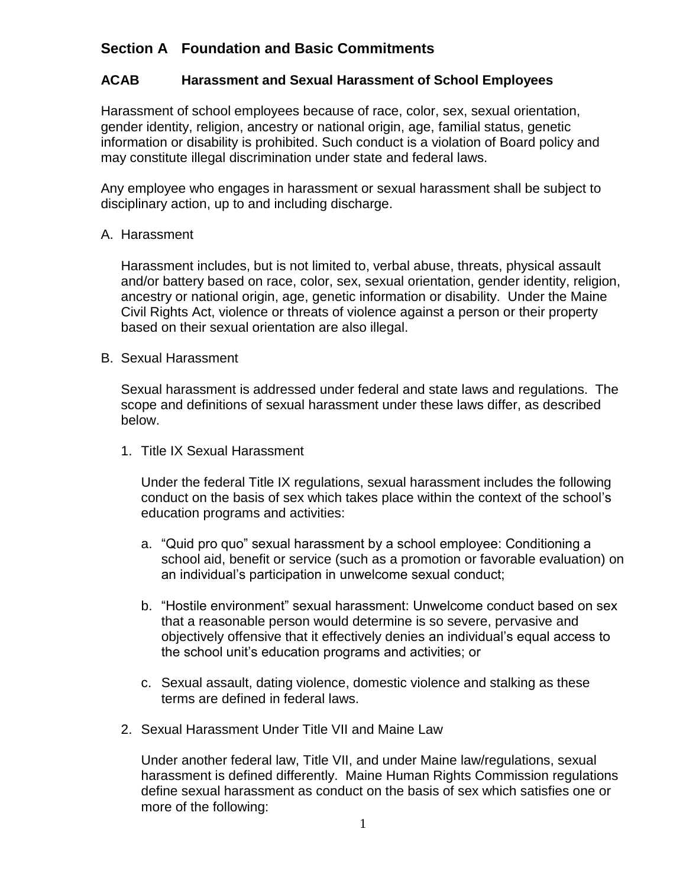## Section A Foundation and Basic Commitments

### ACAB Harassment and Sexual Harassment of School Employees

Harassment of school employees because of race, color, sex, sexual orientation, gender identity, religion, ancestry or national origin, age, familial status, genetic information or disability is prohibited. Such conduct is a violation of Board policy and may constitute illegal discrimination under state and federal laws.

Any employee who engages in harassment or sexual harassment shall be subject to disciplinary action, up to and including discharge.

A. Harassment

Harassment includes, but is not limited to, verbal abuse, threats, physical assault and/or battery based on race, color, sex, sexual orientation, gender identity, religion, ancestry or national origin, age, genetic information or disability. Under the Maine Civil Rights Act, violence or threats of violence against a person or their property based on their sexual orientation are also illegal.

B. Sexual Harassment

Sexual harassment is addressed under federal and state laws and regulations. The scope and definitions of sexual harassment under these laws differ, as described below.

1. Title IX Sexual Harassment

   Under the federal Title IX regulations, sexual harassment includes the following conduct on the basis of sex which takes place within the context of the school's education programs and activities:

   a. "Quid pro quo" sexual harassment by a school employee: Conditioning a school aid, benefit or service (such as a promotion or favorable evaluation) on an individual's participation in unwelcome sexual conduct;

   b. "Hostile environment" sexual harassment: Unwelcome conduct based on sex that a reasonable person would determine is so severe, pervasive and objectively offensive that it effectively denies an individual's equal access to the school unit's education programs and activities; or

   c. Sexual assault, dating violence, domestic violence and stalking as these terms are defined in federal laws.

2. Sexual Harassment Under Title VII and Maine Law

   Under another federal law, Title VII, and under Maine law/regulations, sexual harassment is defined differently. Maine Human Rights Commission regulations define sexual harassment as conduct on the basis of sex which satisfies one or more of the following: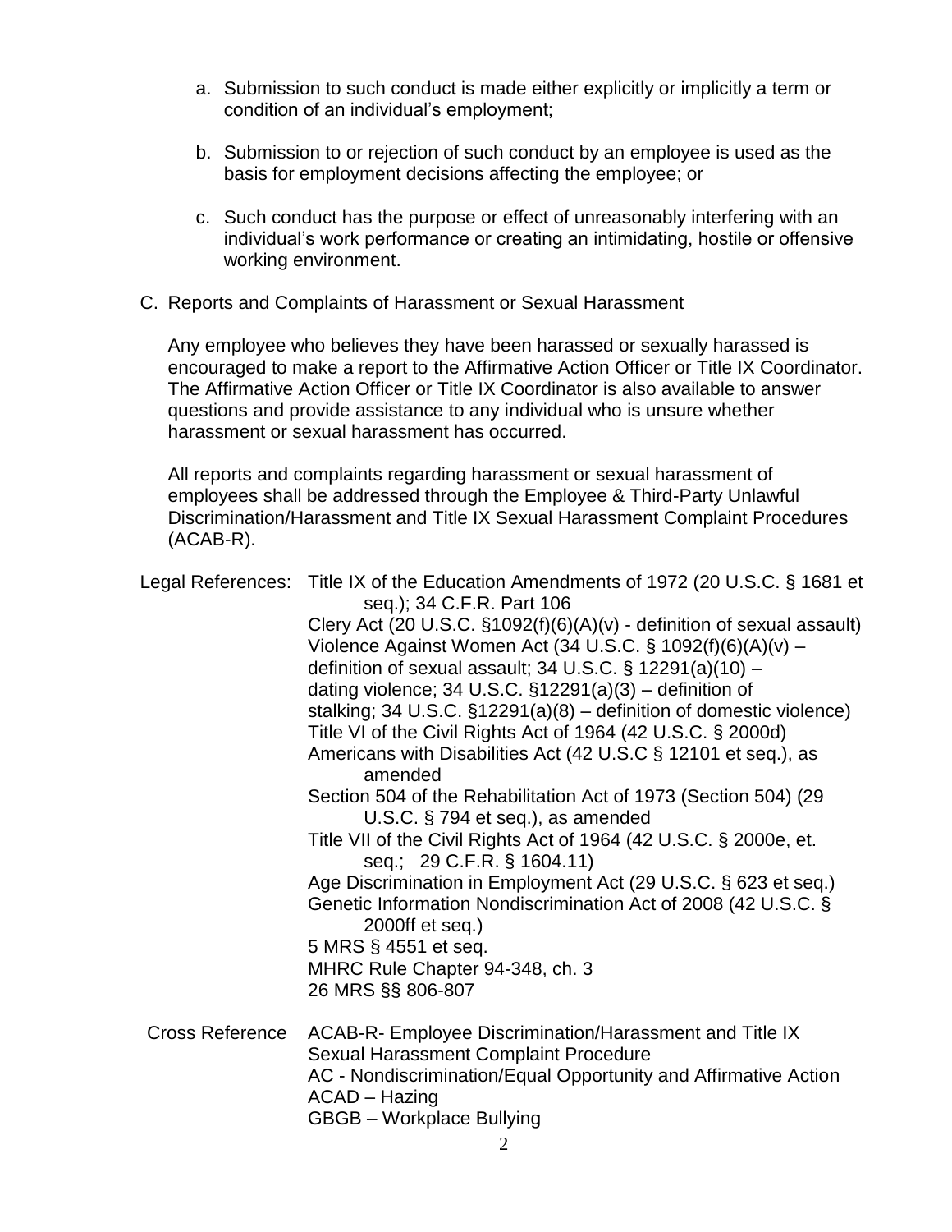a. Submission to such conduct is made either explicitly or implicitly a term or condition of an individual's employment;

b. Submission to or rejection of such conduct by an employee is used as the basis for employment decisions affecting the employee; or

c. Such conduct has the purpose or effect of unreasonably interfering with an individual's work performance or creating an intimidating, hostile or offensive working environment.

C. Reports and Complaints of Harassment or Sexual Harassment

Any employee who believes they have been harassed or sexually harassed is encouraged to make a report to the Affirmative Action Officer or Title IX Coordinator. The Affirmative Action Officer or Title IX Coordinator is also available to answer questions and provide assistance to any individual who is unsure whether harassment or sexual harassment has occurred.

All reports and complaints regarding harassment or sexual harassment of employees shall be addressed through the Employee & Third-Party Unlawful Discrimination/Harassment and Title IX Sexual Harassment Complaint Procedures (ACAB-R).

Legal References:
- Title IX of the Education Amendments of 1972 (20 U.S.C. § 1681 et seq.); 34 C.F.R. Part 106
- Clery Act (20 U.S.C. §1092(f)(6)(A)(v) - definition of sexual assault)
- Violence Against Women Act (34 U.S.C. § 1092(f)(6)(A)(v) – definition of sexual assault; 34 U.S.C. § 12291(a)(10) – dating violence; 34 U.S.C. §12291(a)(3) – definition of stalking; 34 U.S.C. §12291(a)(8) – definition of domestic violence)
- Title VI of the Civil Rights Act of 1964 (42 U.S.C. § 2000d)
- Americans with Disabilities Act (42 U.S.C § 12101 et seq.), as amended
- Section 504 of the Rehabilitation Act of 1973 (Section 504) (29 U.S.C. § 794 et seq.), as amended
- Title VII of the Civil Rights Act of 1964 (42 U.S.C. § 2000e, et. seq.; 29 C.F.R. § 1604.11)
- Age Discrimination in Employment Act (29 U.S.C. § 623 et seq.)
- Genetic Information Nondiscrimination Act of 2008 (42 U.S.C. § 2000ff et seq.)
- 5 MRS § 4551 et seq.
- MHRC Rule Chapter 94-348, ch. 3
- 26 MRS §§ 806-807

Cross Reference
- ACAB-R- Employee Discrimination/Harassment and Title IX Sexual Harassment Complaint Procedure
- AC - Nondiscrimination/Equal Opportunity and Affirmative Action
- ACAD – Hazing
- GBGB – Workplace Bullying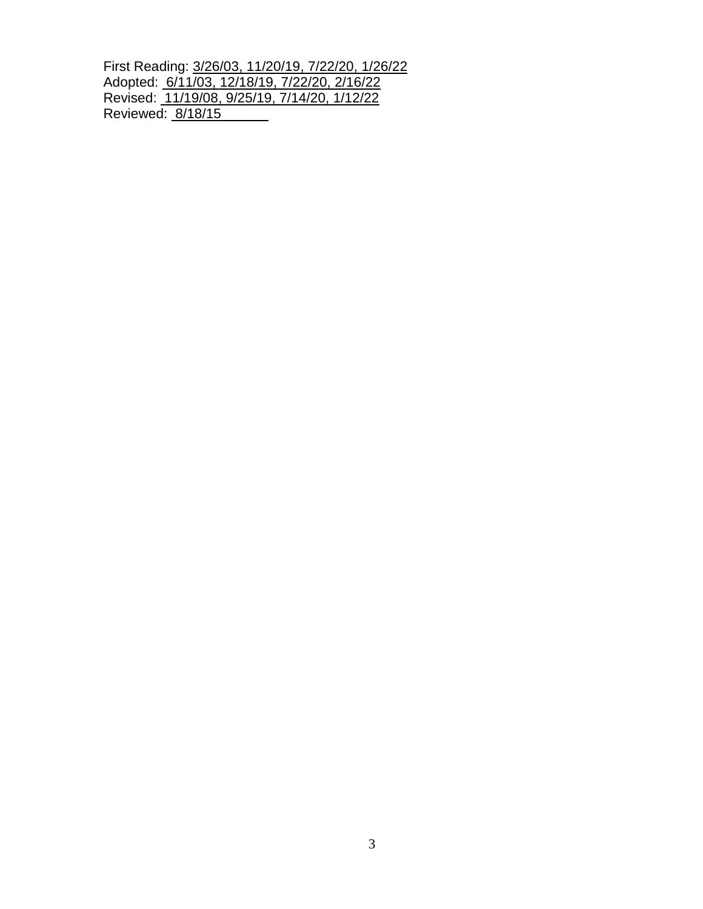First Reading: 3/26/03, 11/20/19, 7/22/20, 1/26/22
Adopted: 6/11/03, 12/18/19, 7/22/20, 2/16/22
Revised: 11/19/08, 9/25/19, 7/14/20, 1/12/22
Reviewed: 8/18/15